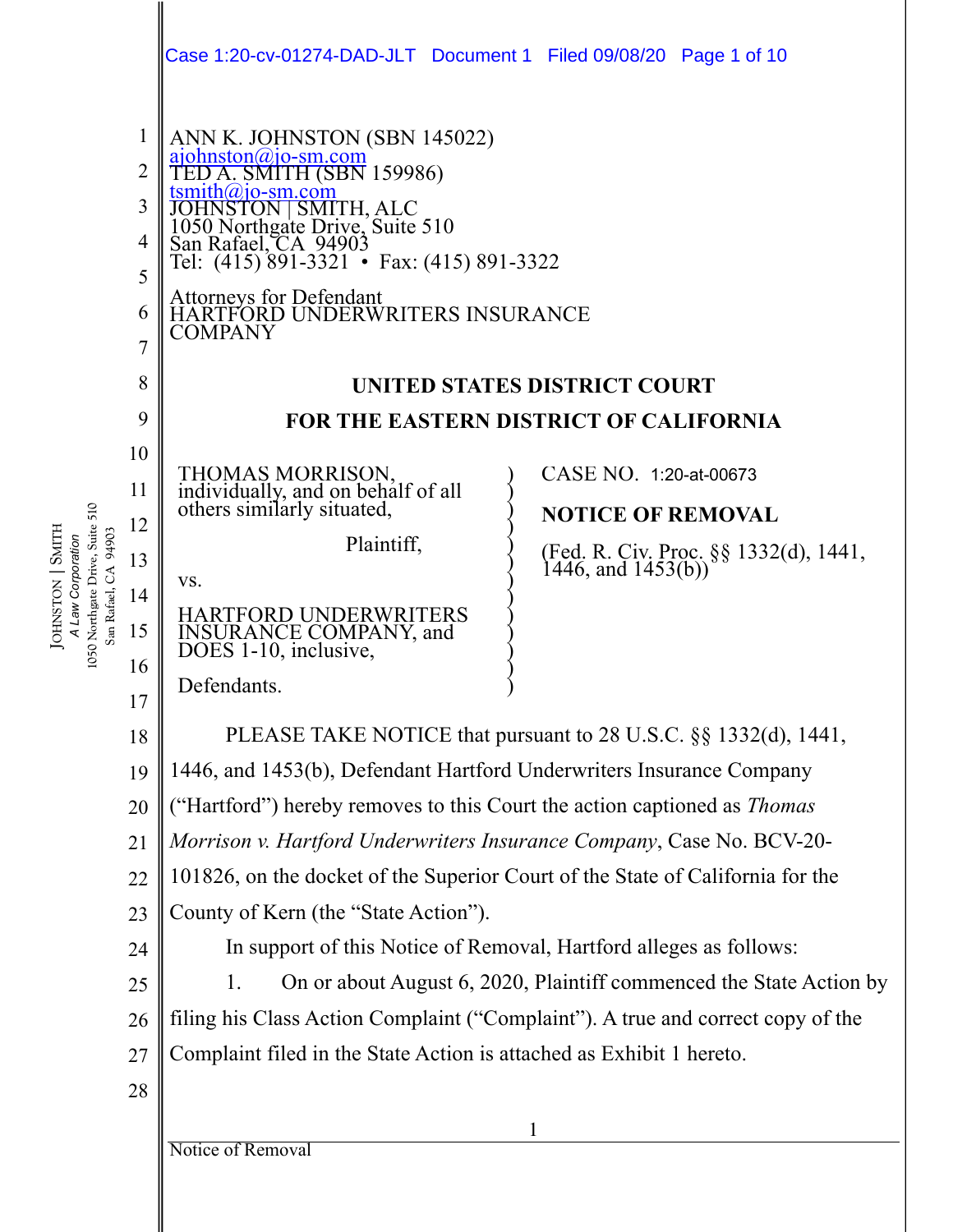ANN K. JOHNSTON (SBN 145022)
ajohnston@jo-sm.com
TED A. SMITH (SBN 159986)
tsmith@jo-sm.com
JOHNSTON | SMITH, ALC
1050 Northgate Drive, Suite 510
San Rafael, CA 94903
Tel: (415) 891-3321 • Fax: (415) 891-3322

Attorneys for Defendant
HARTFORD UNDERWRITERS INSURANCE COMPANY

**UNITED STATES DISTRICT COURT**

**FOR THE EASTERN DISTRICT OF CALIFORNIA**

THOMAS MORRISON, individually, and on behalf of all others similarly situated,

Plaintiff,

vs.

HARTFORD UNDERWRITERS INSURANCE COMPANY, and DOES 1-10, inclusive,

Defendants.

CASE NO. 1:20-at-00673

**NOTICE OF REMOVAL**

(Fed. R. Civ. Proc. §§ 1332(d), 1441, 1446, and 1453(b))

PLEASE TAKE NOTICE that pursuant to 28 U.S.C. §§ 1332(d), 1441, 1446, and 1453(b), Defendant Hartford Underwriters Insurance Company ("Hartford") hereby removes to this Court the action captioned as *Thomas Morrison v. Hartford Underwriters Insurance Company*, Case No. BCV-20-101826, on the docket of the Superior Court of the State of California for the County of Kern (the "State Action").

In support of this Notice of Removal, Hartford alleges as follows:

1. On or about August 6, 2020, Plaintiff commenced the State Action by filing his Class Action Complaint ("Complaint"). A true and correct copy of the Complaint filed in the State Action is attached as Exhibit 1 hereto.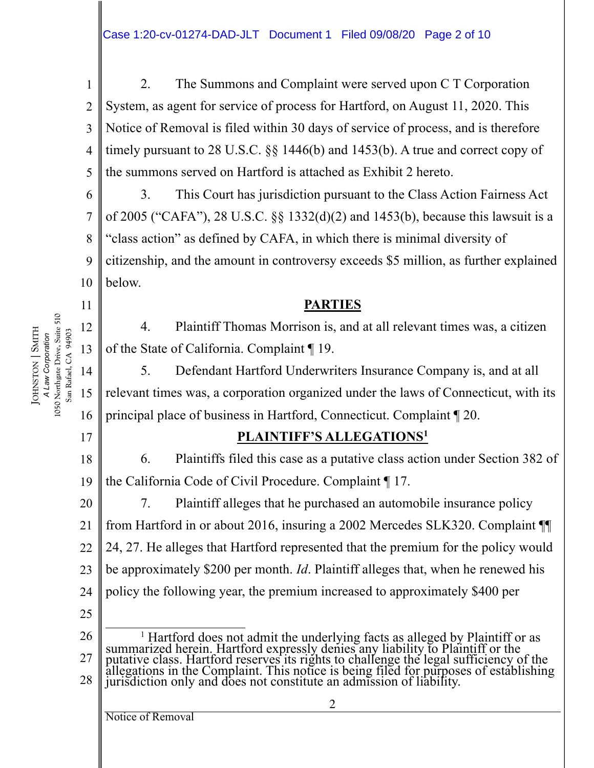2. The Summons and Complaint were served upon C T Corporation System, as agent for service of process for Hartford, on August 11, 2020. This Notice of Removal is filed within 30 days of service of process, and is therefore timely pursuant to 28 U.S.C. §§ 1446(b) and 1453(b). A true and correct copy of the summons served on Hartford is attached as Exhibit 2 hereto.

3. This Court has jurisdiction pursuant to the Class Action Fairness Act of 2005 ("CAFA"), 28 U.S.C. §§ 1332(d)(2) and 1453(b), because this lawsuit is a "class action" as defined by CAFA, in which there is minimal diversity of citizenship, and the amount in controversy exceeds $5 million, as further explained below.

## PARTIES

4. Plaintiff Thomas Morrison is, and at all relevant times was, a citizen of the State of California. Complaint ¶ 19.

5. Defendant Hartford Underwriters Insurance Company is, and at all relevant times was, a corporation organized under the laws of Connecticut, with its principal place of business in Hartford, Connecticut. Complaint ¶ 20.

## PLAINTIFF'S ALLEGATIONS[1]

6. Plaintiffs filed this case as a putative class action under Section 382 of the California Code of Civil Procedure. Complaint ¶ 17.

7. Plaintiff alleges that he purchased an automobile insurance policy from Hartford in or about 2016, insuring a 2002 Mercedes SLK320. Complaint ¶¶ 24, 27. He alleges that Hartford represented that the premium for the policy would be approximately $200 per month. *Id*. Plaintiff alleges that, when he renewed his policy the following year, the premium increased to approximately $400 per

[1] Hartford does not admit the underlying facts as alleged by Plaintiff or as summarized herein. Hartford expressly denies any liability to Plaintiff or the putative class. Hartford reserves its rights to challenge the legal sufficiency of the allegations in the Complaint. This notice is being filed for purposes of establishing jurisdiction only and does not constitute an admission of liability.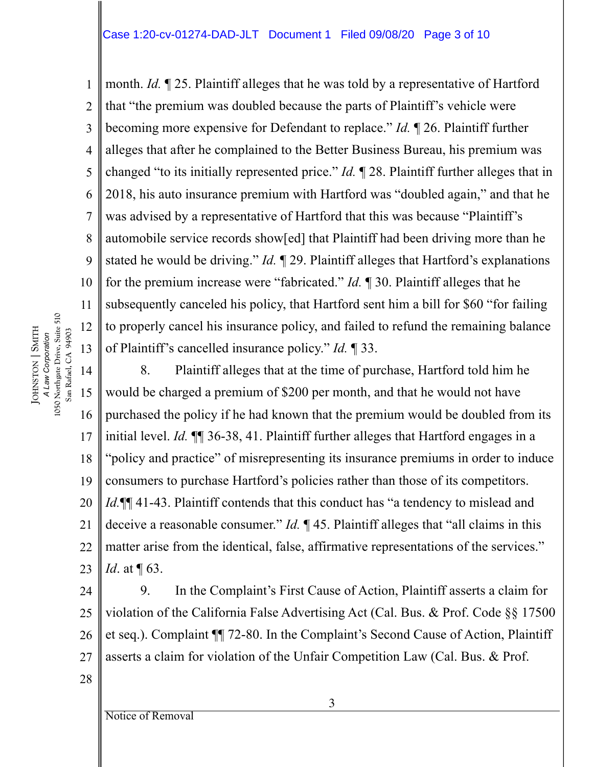month. *Id.* ¶ 25. Plaintiff alleges that he was told by a representative of Hartford that "the premium was doubled because the parts of Plaintiff's vehicle were becoming more expensive for Defendant to replace." *Id.* ¶ 26. Plaintiff further alleges that after he complained to the Better Business Bureau, his premium was changed "to its initially represented price." *Id.* ¶ 28. Plaintiff further alleges that in 2018, his auto insurance premium with Hartford was "doubled again," and that he was advised by a representative of Hartford that this was because "Plaintiff's automobile service records show[ed] that Plaintiff had been driving more than he stated he would be driving." *Id.* ¶ 29. Plaintiff alleges that Hartford's explanations for the premium increase were "fabricated." *Id.* ¶ 30. Plaintiff alleges that he subsequently canceled his policy, that Hartford sent him a bill for $60 "for failing to properly cancel his insurance policy, and failed to refund the remaining balance of Plaintiff's cancelled insurance policy." *Id.* ¶ 33.

8. Plaintiff alleges that at the time of purchase, Hartford told him he would be charged a premium of $200 per month, and that he would not have purchased the policy if he had known that the premium would be doubled from its initial level. *Id.* ¶¶ 36-38, 41. Plaintiff further alleges that Hartford engages in a "policy and practice" of misrepresenting its insurance premiums in order to induce consumers to purchase Hartford's policies rather than those of its competitors. *Id.*¶¶ 41-43. Plaintiff contends that this conduct has "a tendency to mislead and deceive a reasonable consumer." *Id.* ¶ 45. Plaintiff alleges that "all claims in this matter arise from the identical, false, affirmative representations of the services." *Id*. at ¶ 63.

9. In the Complaint's First Cause of Action, Plaintiff asserts a claim for violation of the California False Advertising Act (Cal. Bus. & Prof. Code §§ 17500 et seq.). Complaint ¶¶ 72-80. In the Complaint's Second Cause of Action, Plaintiff asserts a claim for violation of the Unfair Competition Law (Cal. Bus. & Prof.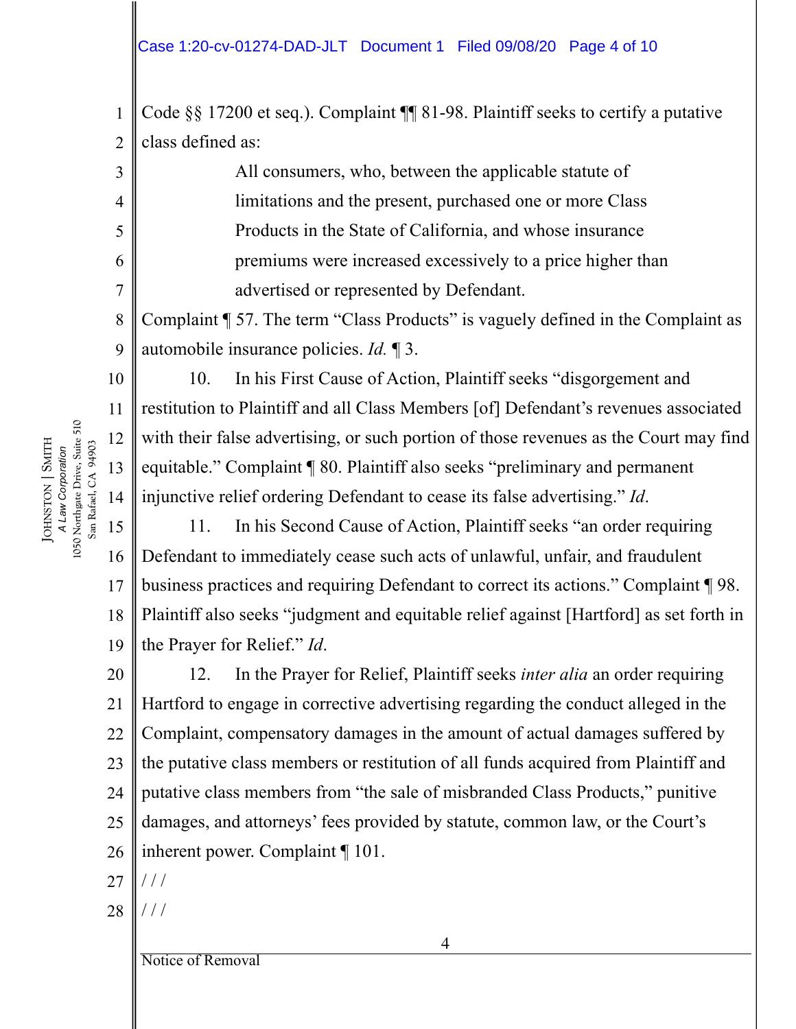Code §§ 17200 et seq.). Complaint ¶¶ 81-98. Plaintiff seeks to certify a putative class defined as:

> All consumers, who, between the applicable statute of limitations and the present, purchased one or more Class Products in the State of California, and whose insurance premiums were increased excessively to a price higher than advertised or represented by Defendant.

Complaint ¶ 57. The term "Class Products" is vaguely defined in the Complaint as automobile insurance policies. *Id.* ¶ 3.

10. In his First Cause of Action, Plaintiff seeks "disgorgement and restitution to Plaintiff and all Class Members [of] Defendant's revenues associated with their false advertising, or such portion of those revenues as the Court may find equitable." Complaint ¶ 80. Plaintiff also seeks "preliminary and permanent injunctive relief ordering Defendant to cease its false advertising." *Id*.

11. In his Second Cause of Action, Plaintiff seeks "an order requiring Defendant to immediately cease such acts of unlawful, unfair, and fraudulent business practices and requiring Defendant to correct its actions." Complaint ¶ 98. Plaintiff also seeks "judgment and equitable relief against [Hartford] as set forth in the Prayer for Relief." *Id*.

12. In the Prayer for Relief, Plaintiff seeks *inter alia* an order requiring Hartford to engage in corrective advertising regarding the conduct alleged in the Complaint, compensatory damages in the amount of actual damages suffered by the putative class members or restitution of all funds acquired from Plaintiff and putative class members from "the sale of misbranded Class Products," punitive damages, and attorneys' fees provided by statute, common law, or the Court's inherent power. Complaint ¶ 101.

/ / /

/ / /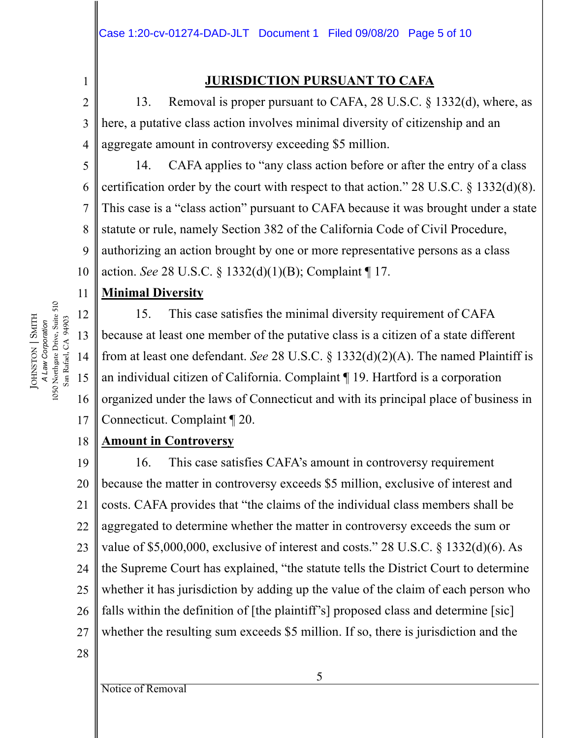## JURISDICTION PURSUANT TO CAFA

13. Removal is proper pursuant to CAFA, 28 U.S.C. § 1332(d), where, as here, a putative class action involves minimal diversity of citizenship and an aggregate amount in controversy exceeding $5 million.

14. CAFA applies to "any class action before or after the entry of a class certification order by the court with respect to that action." 28 U.S.C. § 1332(d)(8). This case is a "class action" pursuant to CAFA because it was brought under a state statute or rule, namely Section 382 of the California Code of Civil Procedure, authorizing an action brought by one or more representative persons as a class action. *See* 28 U.S.C. § 1332(d)(1)(B); Complaint ¶ 17.

### Minimal Diversity

15. This case satisfies the minimal diversity requirement of CAFA because at least one member of the putative class is a citizen of a state different from at least one defendant. *See* 28 U.S.C. § 1332(d)(2)(A). The named Plaintiff is an individual citizen of California. Complaint ¶ 19. Hartford is a corporation organized under the laws of Connecticut and with its principal place of business in Connecticut. Complaint ¶ 20.

### Amount in Controversy

16. This case satisfies CAFA's amount in controversy requirement because the matter in controversy exceeds $5 million, exclusive of interest and costs. CAFA provides that "the claims of the individual class members shall be aggregated to determine whether the matter in controversy exceeds the sum or value of $5,000,000, exclusive of interest and costs." 28 U.S.C. § 1332(d)(6). As the Supreme Court has explained, "the statute tells the District Court to determine whether it has jurisdiction by adding up the value of the claim of each person who falls within the definition of [the plaintiff's] proposed class and determine [sic] whether the resulting sum exceeds $5 million. If so, there is jurisdiction and the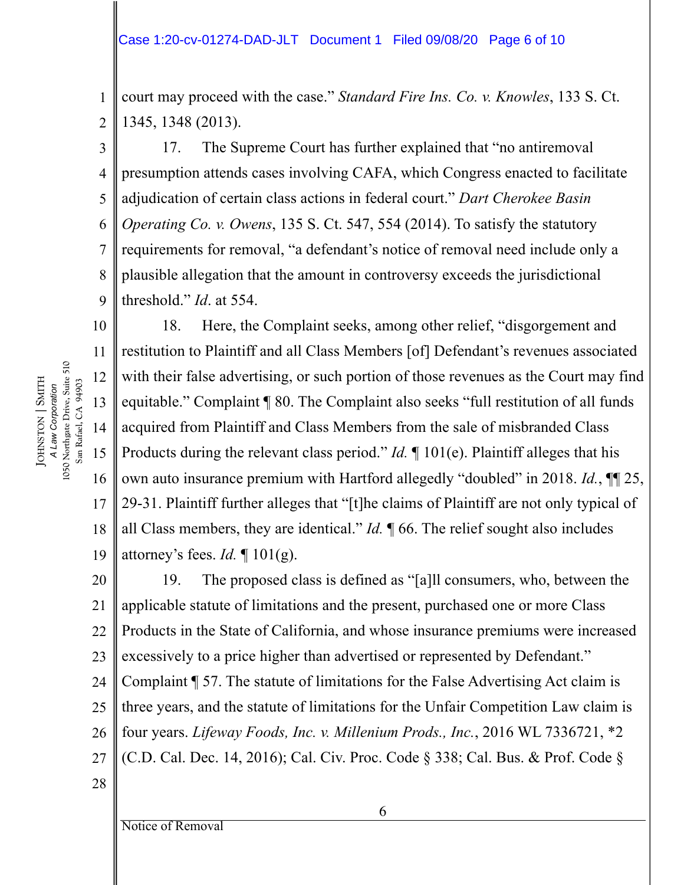court may proceed with the case." *Standard Fire Ins. Co. v. Knowles*, 133 S. Ct. 1345, 1348 (2013).

17. The Supreme Court has further explained that "no antiremoval presumption attends cases involving CAFA, which Congress enacted to facilitate adjudication of certain class actions in federal court." *Dart Cherokee Basin Operating Co. v. Owens*, 135 S. Ct. 547, 554 (2014). To satisfy the statutory requirements for removal, "a defendant's notice of removal need include only a plausible allegation that the amount in controversy exceeds the jurisdictional threshold." *Id*. at 554.

18. Here, the Complaint seeks, among other relief, "disgorgement and restitution to Plaintiff and all Class Members [of] Defendant's revenues associated with their false advertising, or such portion of those revenues as the Court may find equitable." Complaint ¶ 80. The Complaint also seeks "full restitution of all funds acquired from Plaintiff and Class Members from the sale of misbranded Class Products during the relevant class period." *Id.* ¶ 101(e). Plaintiff alleges that his own auto insurance premium with Hartford allegedly "doubled" in 2018. *Id.*, ¶¶ 25, 29-31. Plaintiff further alleges that "[t]he claims of Plaintiff are not only typical of all Class members, they are identical." *Id.* ¶ 66. The relief sought also includes attorney's fees. *Id.* ¶ 101(g).

19. The proposed class is defined as "[a]ll consumers, who, between the applicable statute of limitations and the present, purchased one or more Class Products in the State of California, and whose insurance premiums were increased excessively to a price higher than advertised or represented by Defendant." Complaint ¶ 57. The statute of limitations for the False Advertising Act claim is three years, and the statute of limitations for the Unfair Competition Law claim is four years. *Lifeway Foods, Inc. v. Millenium Prods., Inc.*, 2016 WL 7336721, *2 (C.D. Cal. Dec. 14, 2016); Cal. Civ. Proc. Code § 338; Cal. Bus. & Prof. Code §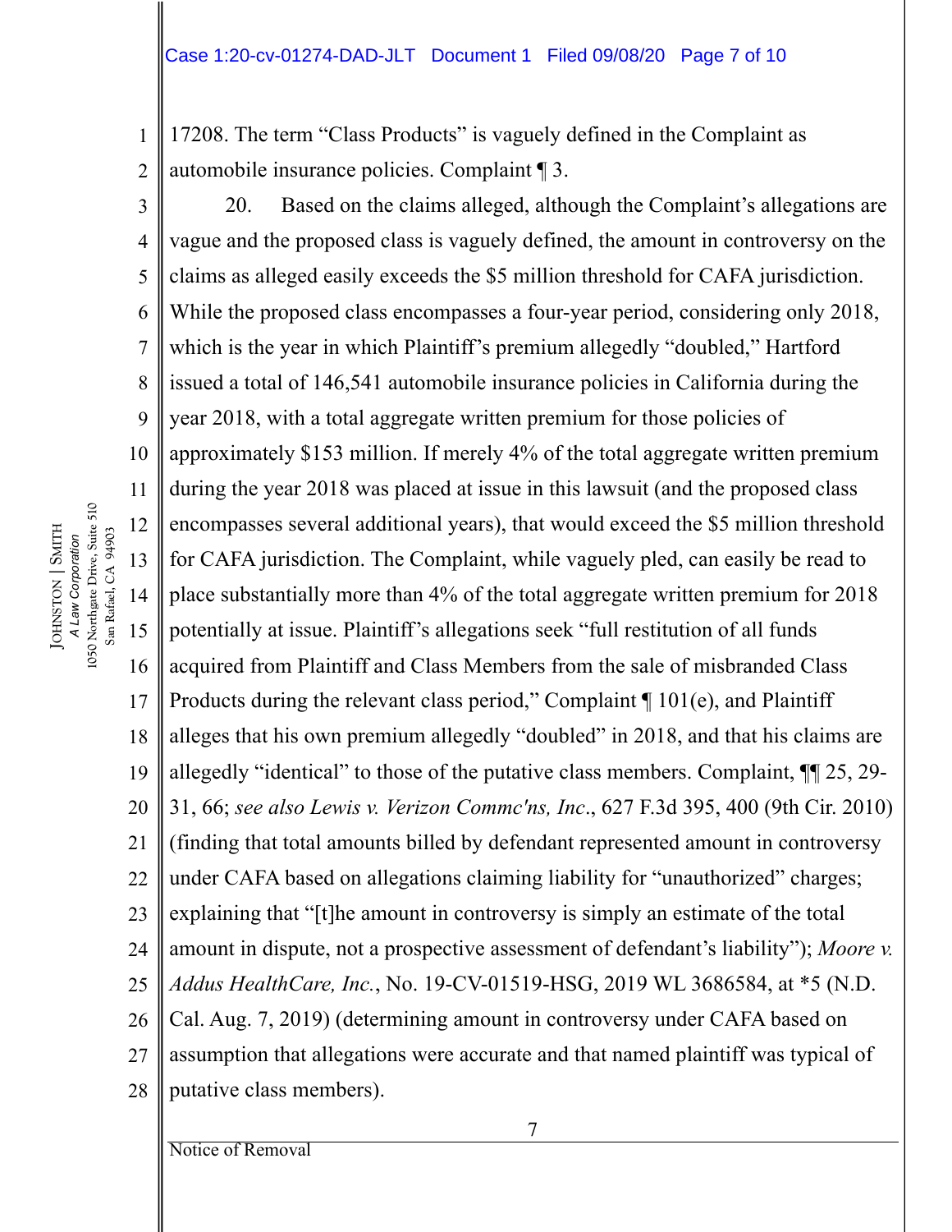17208. The term "Class Products" is vaguely defined in the Complaint as automobile insurance policies. Complaint ¶ 3.

20. Based on the claims alleged, although the Complaint's allegations are vague and the proposed class is vaguely defined, the amount in controversy on the claims as alleged easily exceeds the $5 million threshold for CAFA jurisdiction. While the proposed class encompasses a four-year period, considering only 2018, which is the year in which Plaintiff's premium allegedly "doubled," Hartford issued a total of 146,541 automobile insurance policies in California during the year 2018, with a total aggregate written premium for those policies of approximately $153 million. If merely 4% of the total aggregate written premium during the year 2018 was placed at issue in this lawsuit (and the proposed class encompasses several additional years), that would exceed the $5 million threshold for CAFA jurisdiction. The Complaint, while vaguely pled, can easily be read to place substantially more than 4% of the total aggregate written premium for 2018 potentially at issue. Plaintiff's allegations seek "full restitution of all funds acquired from Plaintiff and Class Members from the sale of misbranded Class Products during the relevant class period," Complaint ¶ 101(e), and Plaintiff alleges that his own premium allegedly "doubled" in 2018, and that his claims are allegedly "identical" to those of the putative class members. Complaint, ¶¶ 25, 29-31, 66; *see also Lewis v. Verizon Commc'ns, Inc*., 627 F.3d 395, 400 (9th Cir. 2010) (finding that total amounts billed by defendant represented amount in controversy under CAFA based on allegations claiming liability for "unauthorized" charges; explaining that "[t]he amount in controversy is simply an estimate of the total amount in dispute, not a prospective assessment of defendant's liability"); *Moore v. Addus HealthCare, Inc.*, No. 19-CV-01519-HSG, 2019 WL 3686584, at *5 (N.D. Cal. Aug. 7, 2019) (determining amount in controversy under CAFA based on assumption that allegations were accurate and that named plaintiff was typical of putative class members).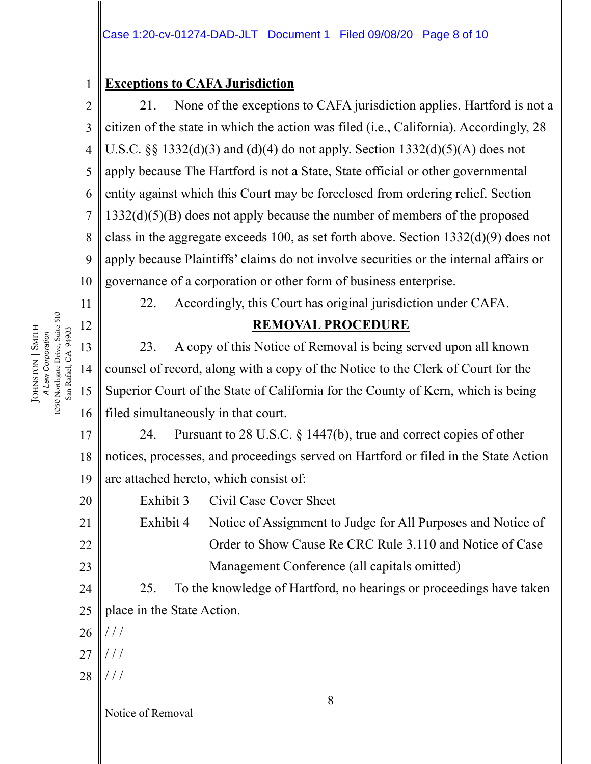**Exceptions to CAFA Jurisdiction**

21. None of the exceptions to CAFA jurisdiction applies. Hartford is not a citizen of the state in which the action was filed (i.e., California). Accordingly, 28 U.S.C. §§ 1332(d)(3) and (d)(4) do not apply. Section 1332(d)(5)(A) does not apply because The Hartford is not a State, State official or other governmental entity against which this Court may be foreclosed from ordering relief. Section 1332(d)(5)(B) does not apply because the number of members of the proposed class in the aggregate exceeds 100, as set forth above. Section 1332(d)(9) does not apply because Plaintiffs' claims do not involve securities or the internal affairs or governance of a corporation or other form of business enterprise.

22. Accordingly, this Court has original jurisdiction under CAFA.

**REMOVAL PROCEDURE**

23. A copy of this Notice of Removal is being served upon all known counsel of record, along with a copy of the Notice to the Clerk of Court for the Superior Court of the State of California for the County of Kern, which is being filed simultaneously in that court.

24. Pursuant to 28 U.S.C. § 1447(b), true and correct copies of other notices, processes, and proceedings served on Hartford or filed in the State Action are attached hereto, which consist of:

Exhibit 3 Civil Case Cover Sheet

Exhibit 4 Notice of Assignment to Judge for All Purposes and Notice of Order to Show Cause Re CRC Rule 3.110 and Notice of Case Management Conference (all capitals omitted)

25. To the knowledge of Hartford, no hearings or proceedings have taken place in the State Action.

/ / /

/ / /

/ / /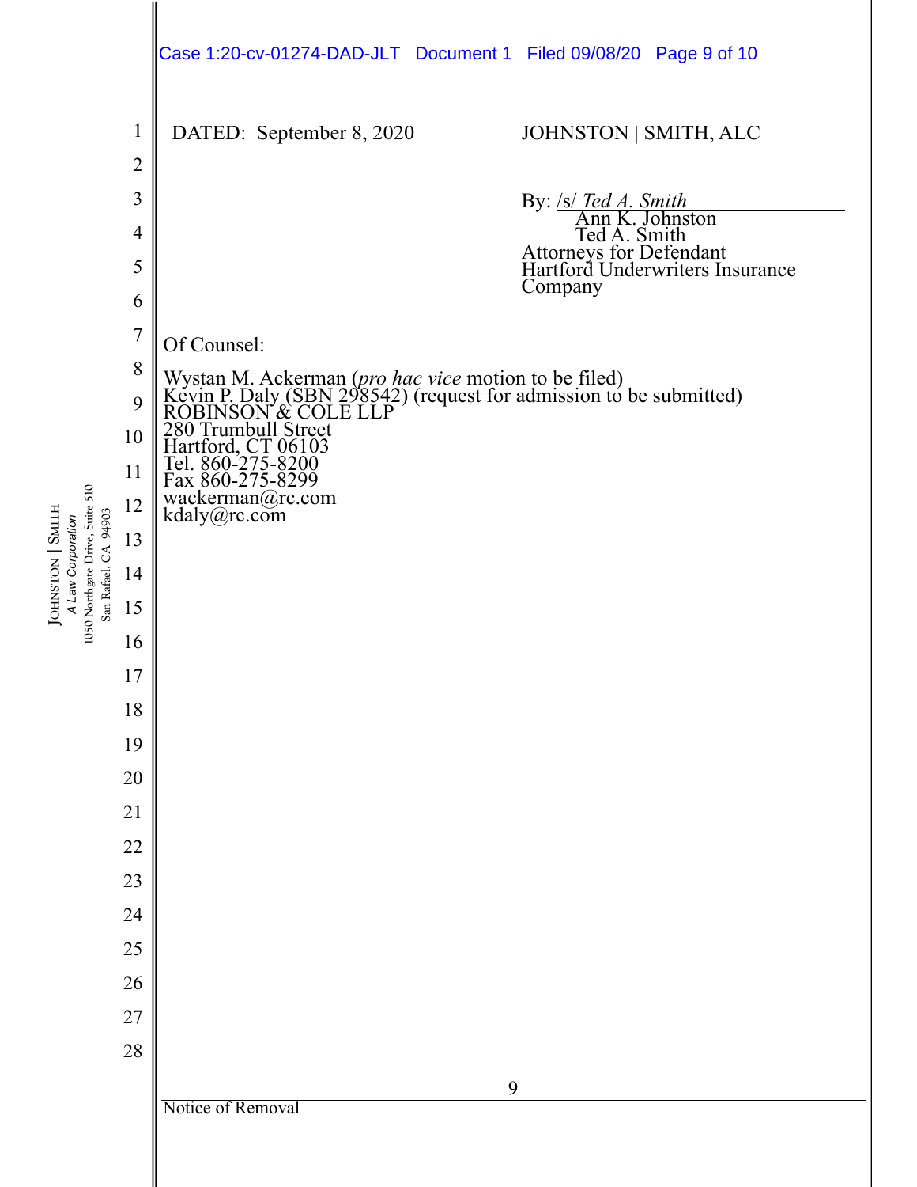DATED: September 8, 2020

JOHNSTON | SMITH, ALC

By: /s/ *Ted A. Smith*
Ann K. Johnston
Ted A. Smith
Attorneys for Defendant
Hartford Underwriters Insurance
Company

Of Counsel:

Wystan M. Ackerman (*pro hac vice* motion to be filed)
Kevin P. Daly (SBN 298542) (request for admission to be submitted)
ROBINSON & COLE LLP
280 Trumbull Street
Hartford, CT 06103
Tel. 860-275-8200
Fax 860-275-8299
wackerman@rc.com
kdaly@rc.com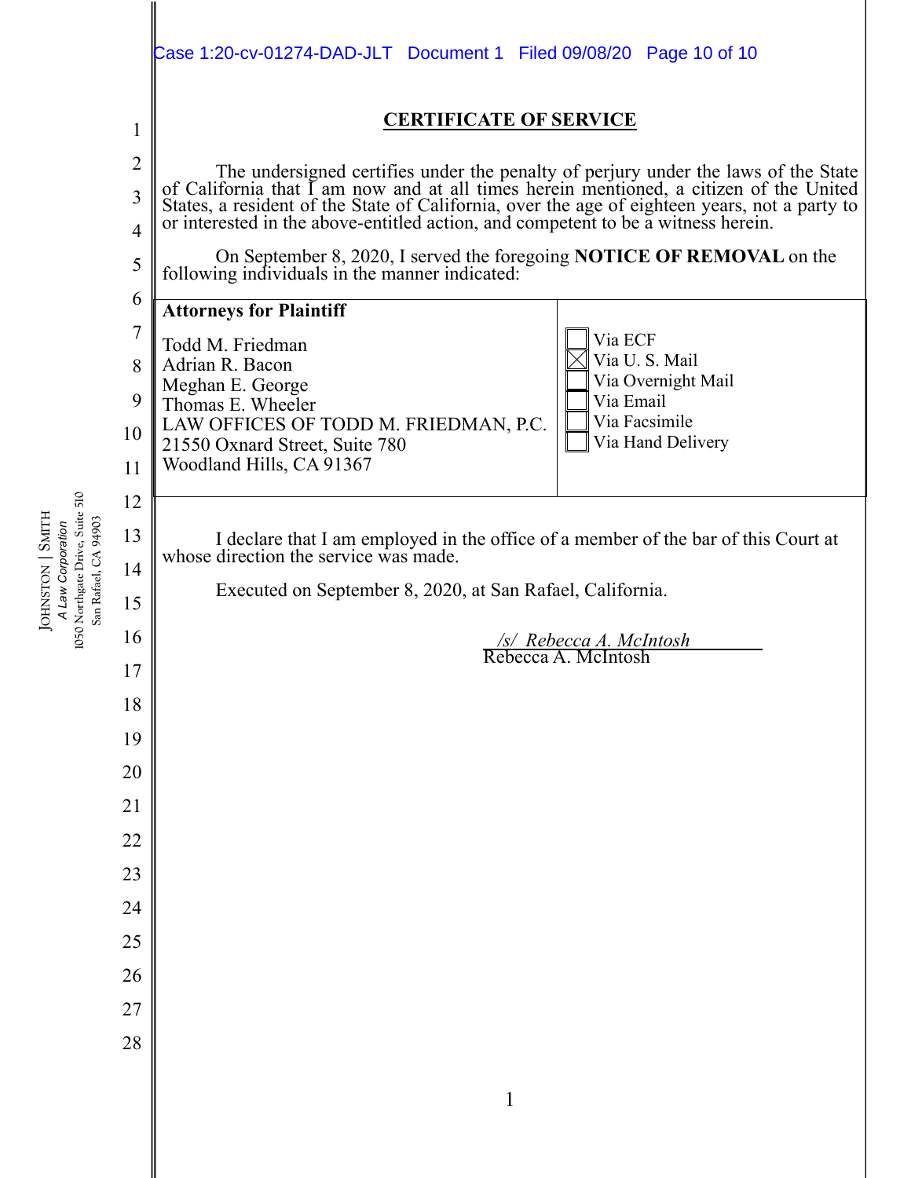## CERTIFICATE OF SERVICE

The undersigned certifies under the penalty of perjury under the laws of the State of California that I am now and at all times herein mentioned, a citizen of the United States, a resident of the State of California, over the age of eighteen years, not a party to or interested in the above-entitled action, and competent to be a witness herein.

On September 8, 2020, I served the foregoing **NOTICE OF REMOVAL** on the following individuals in the manner indicated:

| | |
|---|---|
| **Attorneys for Plaintiff**<br><br>Todd M. Friedman<br>Adrian R. Bacon<br>Meghan E. George<br>Thomas E. Wheeler<br>LAW OFFICES OF TODD M. FRIEDMAN, P.C.<br>21550 Oxnard Street, Suite 780<br>Woodland Hills, CA 91367 | ☐ Via ECF<br>☒ Via U. S. Mail<br>☐ Via Overnight Mail<br>☐ Via Email<br>☐ Via Facsimile<br>☐ Via Hand Delivery |

I declare that I am employed in the office of a member of the bar of this Court at whose direction the service was made.

Executed on September 8, 2020, at San Rafael, California.

*/s/ Rebecca A. McIntosh*
Rebecca A. McIntosh